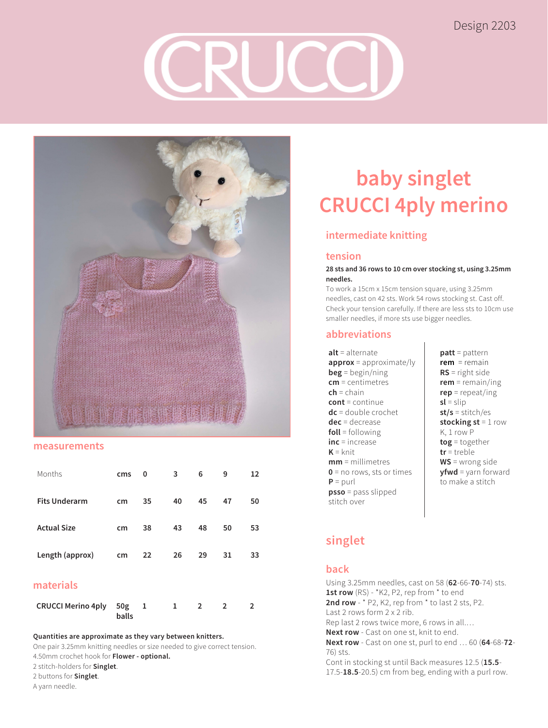Design 2203

# CRUCCI

# baby singlet
# CRUCCI 4ply merino

## intermediate knitting

## tension

**28 sts and 36 rows to 10 cm over stocking st, using 3.25mm needles.**

To work a 15cm x 15cm tension square, using 3.25mm needles, cast on 42 sts. Work 54 rows stocking st. Cast off. Check your tension carefully. If there are less sts to 10cm use smaller needles, if more sts use bigger needles.

## abbreviations

**alt** = alternate
**approx** = approximate/ly
**beg** = begin/ning
**cm** = centimetres
**ch** = chain
**cont** = continue
**dc** = double crochet
**dec** = decrease
**foll** = following
**inc** = increase
**K** = knit
**mm** = millimetres
**0** = no rows, sts or times
**P** = purl
**psso** = pass slipped stitch over
**patt** = pattern
**rem** = remain
**RS** = right side
**rem** = remain/ing
**rep** = repeat/ing
**sl** = slip
**st/s** = stitch/es
**stocking st** = 1 row K, 1 row P
**tog** = together
**tr** = treble
**WS** = wrong side
**yfwd** = yarn forward to make a stitch

## measurements

| Months | cms | 0 | 3 | 6 | 9 | 12 |
|---|---|---|---|---|---|---|
| **Fits Underarm** | cm | 35 | 40 | 45 | 47 | 50 |
| **Actual Size** | cm | 38 | 43 | 48 | 50 | 53 |
| **Length (approx)** | cm | 22 | 26 | 29 | 31 | 33 |

## materials

| | | | | | | |
|---|---|---|---|---|---|---|
| **CRUCCI Merino 4ply** | 50g balls | 1 | 1 | 2 | 2 | 2 |

**Quantities are approximate as they vary between knitters.**

One pair 3.25mm knitting needles or size needed to give correct tension.
4.50mm crochet hook for **Flower - optional.**
2 stitch-holders for **Singlet**.
2 buttons for **Singlet**.
A yarn needle.

## singlet

### back

Using 3.25mm needles, cast on 58 (**62**-66-**70**-74) sts.
**1st row** (RS) - *K2, P2, rep from * to end
**2nd row** - * P2, K2, rep from * to last 2 sts, P2.
Last 2 rows form 2 x 2 rib.
Rep last 2 rows twice more, 6 rows in all....
**Next row** - Cast on one st, knit to end.
**Next row** - Cast on one st, purl to end ... 60 (**64**-68-**72**-76) sts.
Cont in stocking st until Back measures 12.5 (**15.5**-17.5-**18.5**-20.5) cm from beg, ending with a purl row.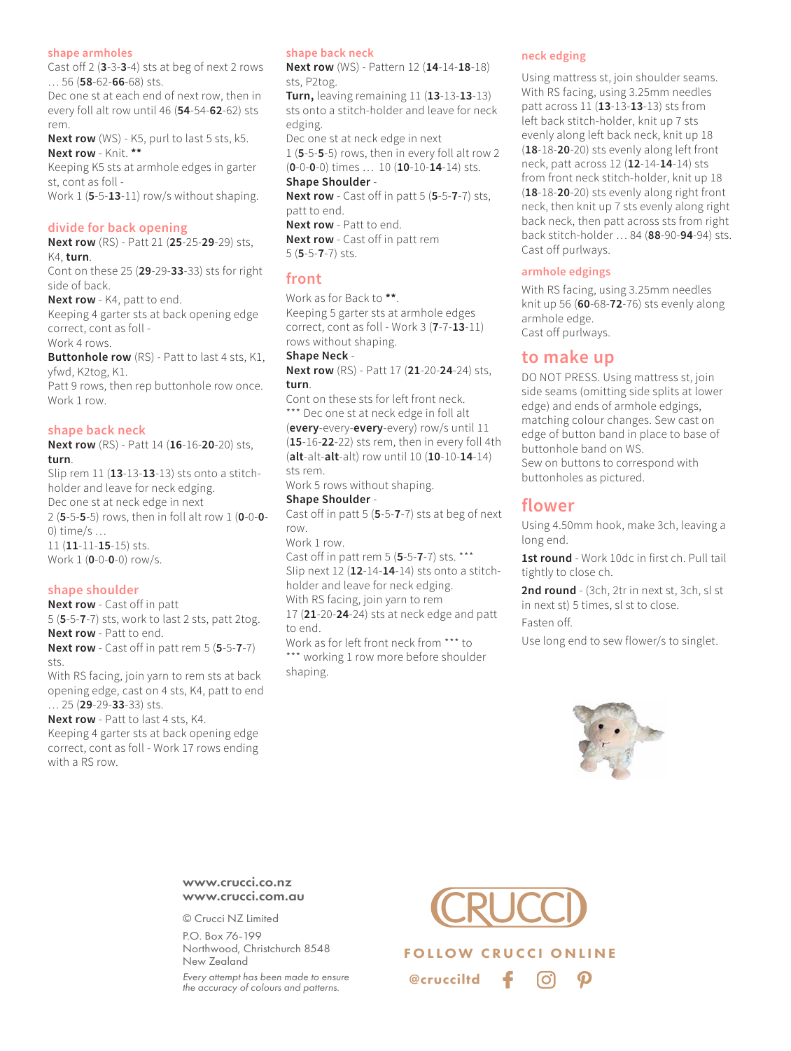### shape armholes

Cast off 2 (**3**-3-**3**-4) sts at beg of next 2 rows … 56 (**58**-62-**66**-68) sts.

Dec one st at each end of next row, then in every foll alt row until 46 (**54**-54-**62**-62) sts rem.

**Next row** (WS) - K5, purl to last 5 sts, k5.

**Next row** - Knit. **

Keeping K5 sts at armhole edges in garter st, cont as foll -

Work 1 (**5**-5-**13**-11) row/s without shaping.

### divide for back opening

**Next row** (RS) - Patt 21 (**25**-25-**29**-29) sts, K4, **turn**.

Cont on these 25 (**29**-29-**33**-33) sts for right side of back.

**Next row** - K4, patt to end.

Keeping 4 garter sts at back opening edge correct, cont as foll -

Work 4 rows.

**Buttonhole row** (RS) - Patt to last 4 sts, K1, yfwd, K2tog, K1.

Patt 9 rows, then rep buttonhole row once.

Work 1 row.

### shape back neck

**Next row** (RS) - Patt 14 (**16**-16-**20**-20) sts, **turn**.

Slip rem 11 (**13**-13-**13**-13) sts onto a stitch-holder and leave for neck edging.

Dec one st at neck edge in next 2 (**5**-5-**5**-5) rows, then in foll alt row 1 (**0**-0-**0**-0) time/s …

11 (**11**-11-**15**-15) sts.

Work 1 (**0**-0-**0**-0) row/s.

### shape shoulder

**Next row** - Cast off in patt 5 (**5**-5-**7**-7) sts, work to last 2 sts, patt 2tog.

**Next row** - Patt to end.

**Next row** - Cast off in patt rem 5 (**5**-5-**7**-7) sts.

With RS facing, join yarn to rem sts at back opening edge, cast on 4 sts, K4, patt to end … 25 (**29**-29-**33**-33) sts.

**Next row** - Patt to last 4 sts, K4.

Keeping 4 garter sts at back opening edge correct, cont as foll - Work 17 rows ending with a RS row.

### shape back neck

**Next row** (WS) - Pattern 12 (**14**-14-**18**-18) sts, P2tog.

**Turn,** leaving remaining 11 (**13**-13-**13**-13) sts onto a stitch-holder and leave for neck edging.

Dec one st at neck edge in next 1 (**5**-5-**5**-5) rows, then in every foll alt row 2 (**0**-0-**0**-0) times … 10 (**10**-10-**14**-14) sts.

**Shape Shoulder** -

**Next row** - Cast off in patt 5 (**5**-5-**7**-7) sts, patt to end.

**Next row** - Patt to end.

**Next row** - Cast off in patt rem 5 (**5**-5-**7**-7) sts.

## front

Work as for Back to **.

Keeping 5 garter sts at armhole edges correct, cont as foll - Work 3 (**7**-7-**13**-11) rows without shaping.

**Shape Neck** -

**Next row** (RS) - Patt 17 (**21**-20-**24**-24) sts, **turn**.

Cont on these sts for left front neck.

*** Dec one st at neck edge in foll alt (**every**-every-**every**-every) row/s until 11 (**15**-16-**22**-22) sts rem, then in every foll 4th (**alt**-alt-**alt**-alt) row until 10 (**10**-10-**14**-14) sts rem.

Work 5 rows without shaping.

**Shape Shoulder** -

Cast off in patt 5 (**5**-5-**7**-7) sts at beg of next row.

Work 1 row.

Cast off in patt rem 5 (**5**-5-**7**-7) sts. ***

Slip next 12 (**12**-14-**14**-14) sts onto a stitch-holder and leave for neck edging.

With RS facing, join yarn to rem 17 (**21**-20-**24**-24) sts at neck edge and patt to end.

Work as for left front neck from *** to *** working 1 row more before shoulder shaping.

### neck edging

Using mattress st, join shoulder seams. With RS facing, using 3.25mm needles patt across 11 (**13**-13-**13**-13) sts from left back stitch-holder, knit up 7 sts evenly along left back neck, knit up 18 (**18**-18-**20**-20) sts evenly along left front neck, patt across 12 (**12**-14-**14**-14) sts from front neck stitch-holder, knit up 18 (**18**-18-**20**-20) sts evenly along right front neck, then knit up 7 sts evenly along right back neck, then patt across sts from right back stitch-holder … 84 (**88**-90-**94**-94) sts. Cast off purlways.

### armhole edgings

With RS facing, using 3.25mm needles knit up 56 (**60**-68-**72**-76) sts evenly along armhole edge.

Cast off purlways.

## to make up

DO NOT PRESS. Using mattress st, join side seams (omitting side splits at lower edge) and ends of armhole edgings, matching colour changes. Sew cast on edge of button band in place to base of buttonhole band on WS.

Sew on buttons to correspond with buttonholes as pictured.

## flower

Using 4.50mm hook, make 3ch, leaving a long end.

**1st round** - Work 10dc in first ch. Pull tail tightly to close ch.

**2nd round** - (3ch, 2tr in next st, 3ch, sl st in next st) 5 times, sl st to close.

Fasten off.

Use long end to sew flower/s to singlet.

www.crucci.co.nz
www.crucci.com.au

© Crucci NZ Limited

P.O. Box 76-199
Northwood, Christchurch 8548
New Zealand

*Every attempt has been made to ensure the accuracy of colours and patterns.*

CRUCCI

FOLLOW CRUCCI ONLINE

@crucciltd